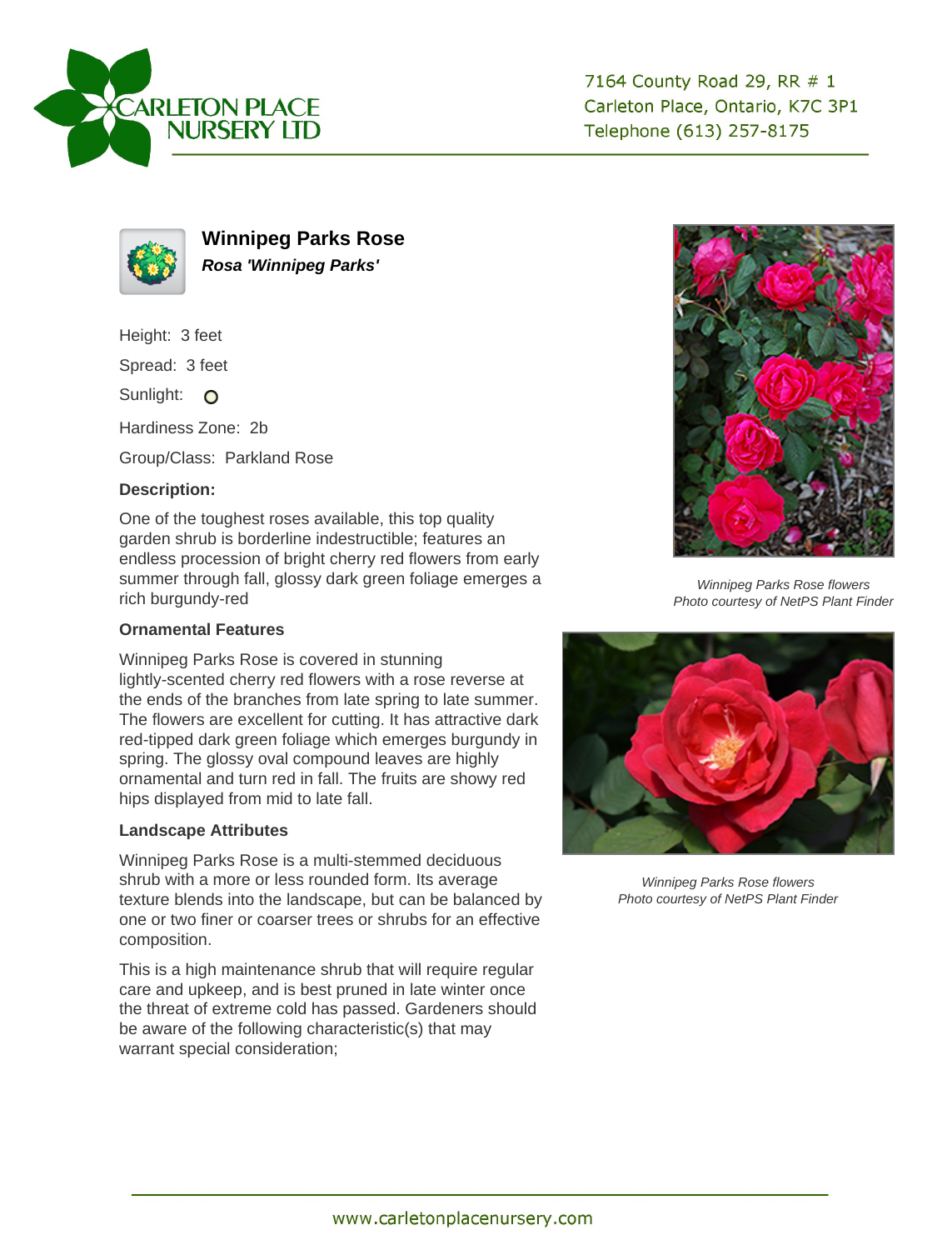CARLETON PLACE NURSERY LTD

7164 County Road 29, RR # 1
Carleton Place, Ontario, K7C 3P1
Telephone (613) 257-8175

# Winnipeg Parks Rose

***Rosa 'Winnipeg Parks'***

Height: 3 feet

Spread: 3 feet

Sunlight: O

Hardiness Zone: 2b

Group/Class: Parkland Rose

### Description:

One of the toughest roses available, this top quality garden shrub is borderline indestructible; features an endless procession of bright cherry red flowers from early summer through fall, glossy dark green foliage emerges a rich burgundy-red

### Ornamental Features

Winnipeg Parks Rose is covered in stunning lightly-scented cherry red flowers with a rose reverse at the ends of the branches from late spring to late summer. The flowers are excellent for cutting. It has attractive dark red-tipped dark green foliage which emerges burgundy in spring. The glossy oval compound leaves are highly ornamental and turn red in fall. The fruits are showy red hips displayed from mid to late fall.

### Landscape Attributes

Winnipeg Parks Rose is a multi-stemmed deciduous shrub with a more or less rounded form. Its average texture blends into the landscape, but can be balanced by one or two finer or coarser trees or shrubs for an effective composition.

This is a high maintenance shrub that will require regular care and upkeep, and is best pruned in late winter once the threat of extreme cold has passed. Gardeners should be aware of the following characteristic(s) that may warrant special consideration;

*Winnipeg Parks Rose flowers*
*Photo courtesy of NetPS Plant Finder*

*Winnipeg Parks Rose flowers*
*Photo courtesy of NetPS Plant Finder*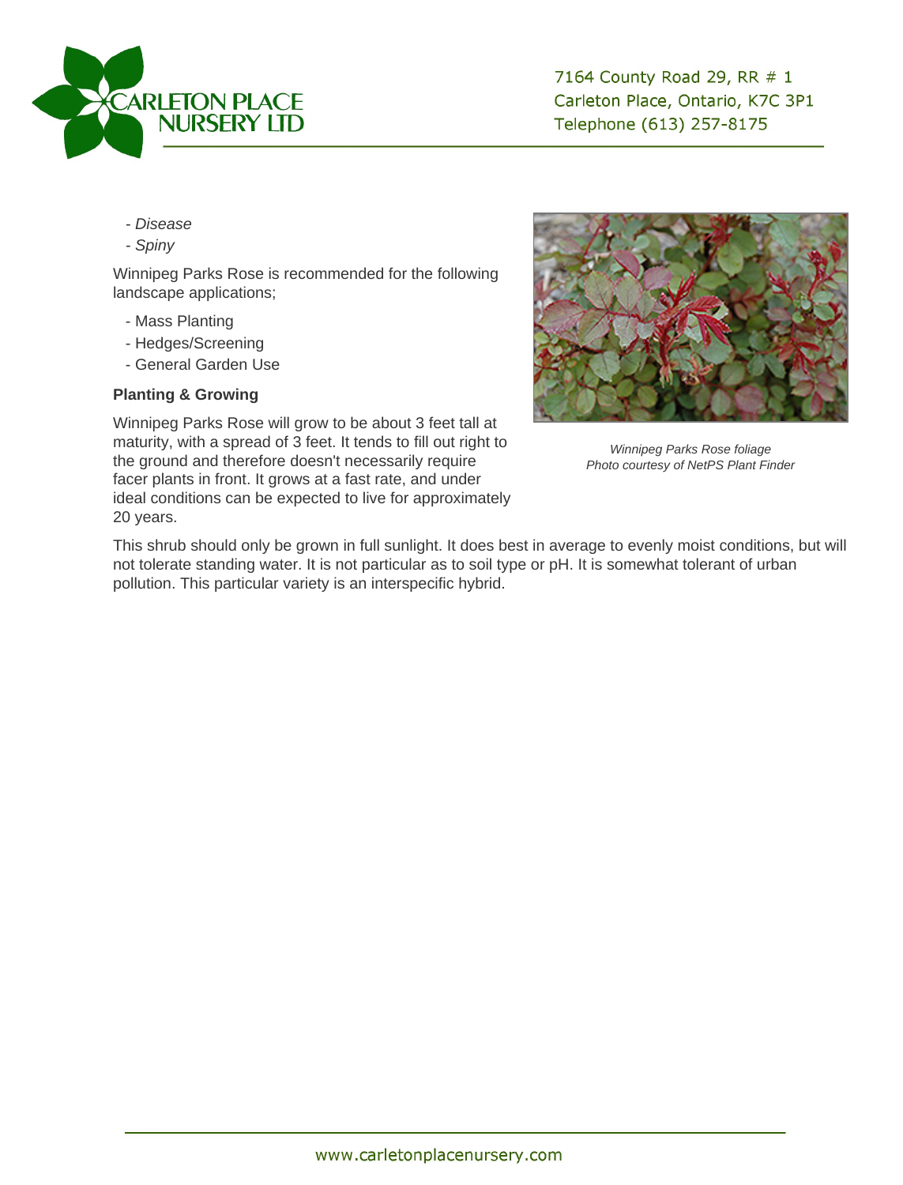- *Disease*
- *Spiny*

Winnipeg Parks Rose is recommended for the following landscape applications;

- Mass Planting
- Hedges/Screening
- General Garden Use

**Planting & Growing**

Winnipeg Parks Rose will grow to be about 3 feet tall at maturity, with a spread of 3 feet. It tends to fill out right to the ground and therefore doesn't necessarily require facer plants in front. It grows at a fast rate, and under ideal conditions can be expected to live for approximately 20 years.

*Winnipeg Parks Rose foliage*
*Photo courtesy of NetPS Plant Finder*

This shrub should only be grown in full sunlight. It does best in average to evenly moist conditions, but will not tolerate standing water. It is not particular as to soil type or pH. It is somewhat tolerant of urban pollution. This particular variety is an interspecific hybrid.